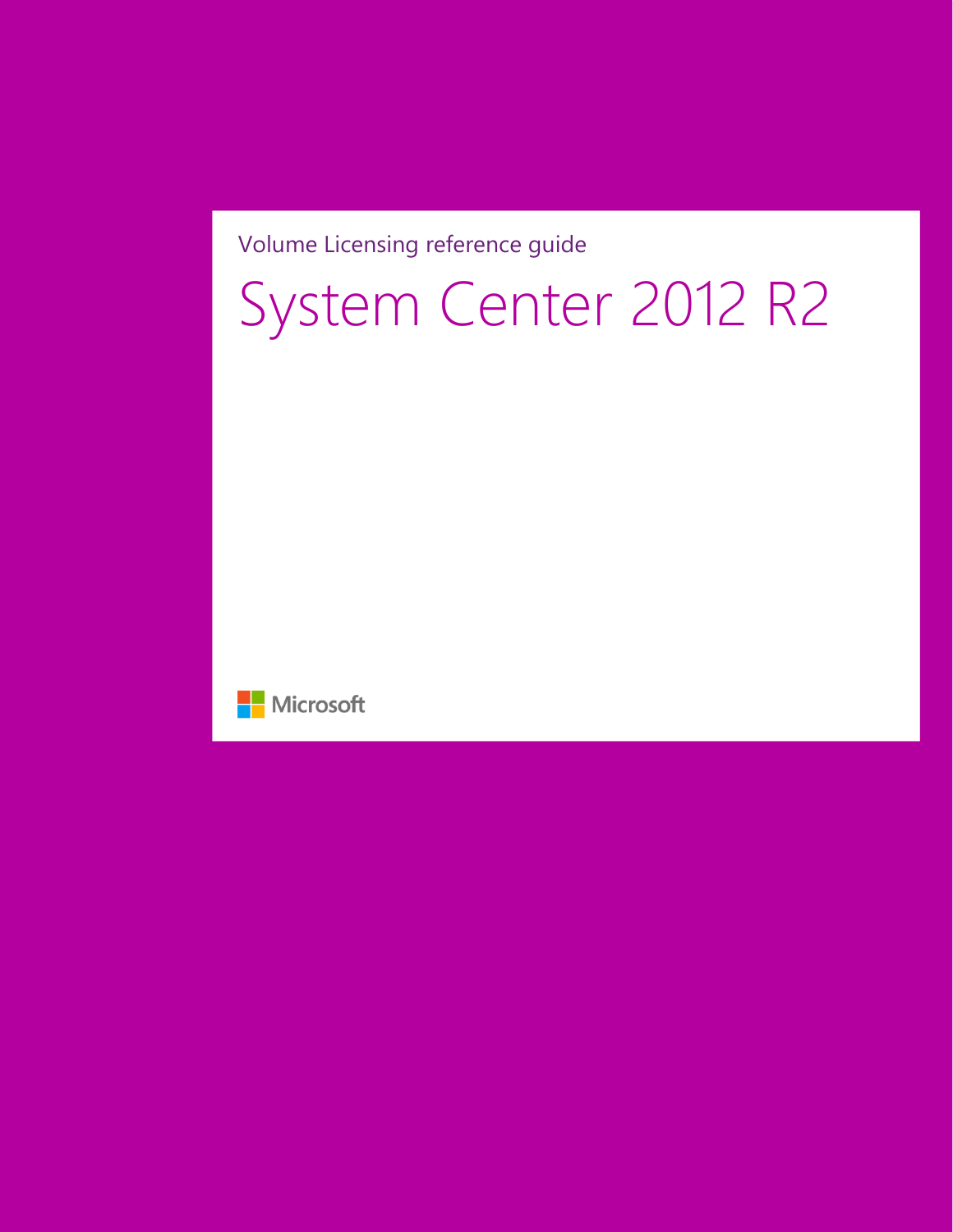Volume Licensing reference guide

# System Center 2012 R2

Microsoft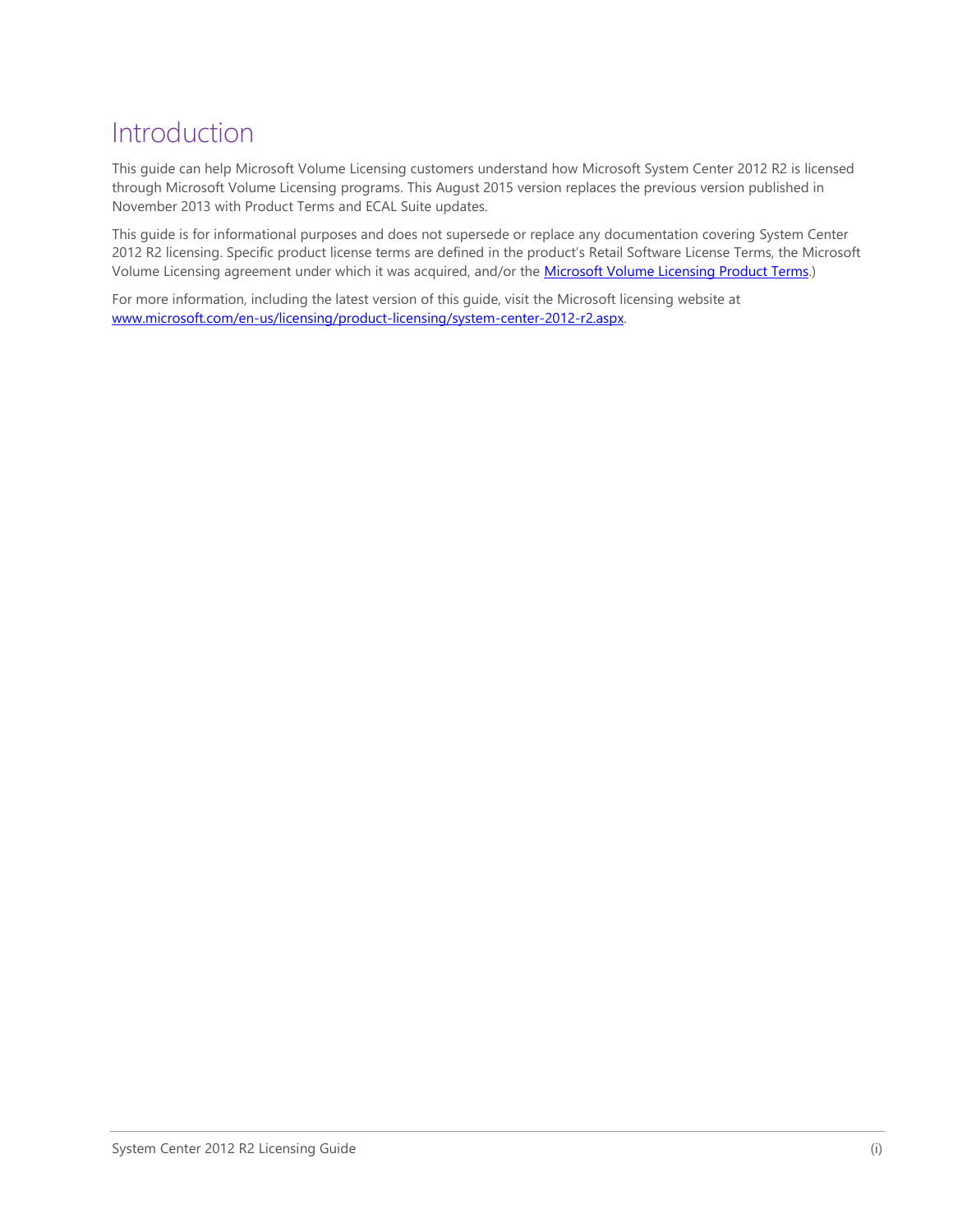# Introduction

This guide can help Microsoft Volume Licensing customers understand how Microsoft System Center 2012 R2 is licensed through Microsoft Volume Licensing programs. This August 2015 version replaces the previous version published in November 2013 with Product Terms and ECAL Suite updates.

This guide is for informational purposes and does not supersede or replace any documentation covering System Center 2012 R2 licensing. Specific product license terms are defined in the product's Retail Software License Terms, the Microsoft Volume Licensing agreement under which it was acquired, and/or the [Microsoft Volume Licensing Product Terms](Microsoft Volume Licensing Product Terms).)

For more information, including the latest version of this guide, visit the Microsoft licensing website at [www.microsoft.com/en-us/licensing/product-licensing/system-center-2012-r2.aspx](www.microsoft.com/en-us/licensing/product-licensing/system-center-2012-r2.aspx).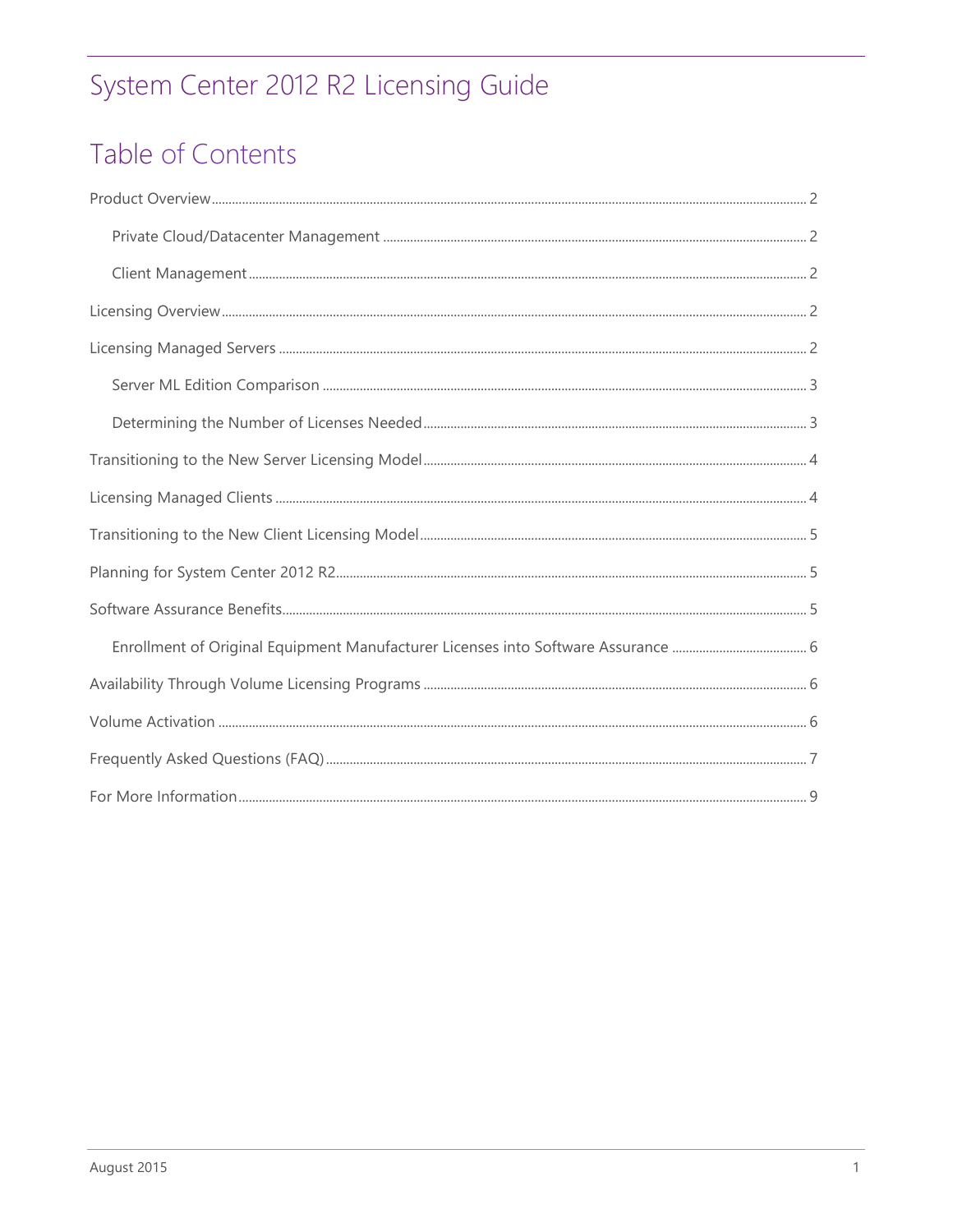# System Center 2012 R2 Licensing Guide

## Table of Contents

Product Overview ..... 2

- Private Cloud/Datacenter Management ..... 2
- Client Management ..... 2

Licensing Overview ..... 2

Licensing Managed Servers ..... 2

- Server ML Edition Comparison ..... 3
- Determining the Number of Licenses Needed ..... 3

Transitioning to the New Server Licensing Model ..... 4

Licensing Managed Clients ..... 4

Transitioning to the New Client Licensing Model ..... 5

Planning for System Center 2012 R2 ..... 5

Software Assurance Benefits ..... 5

- Enrollment of Original Equipment Manufacturer Licenses into Software Assurance ..... 6

Availability Through Volume Licensing Programs ..... 6

Volume Activation ..... 6

Frequently Asked Questions (FAQ) ..... 7

For More Information ..... 9

August 2015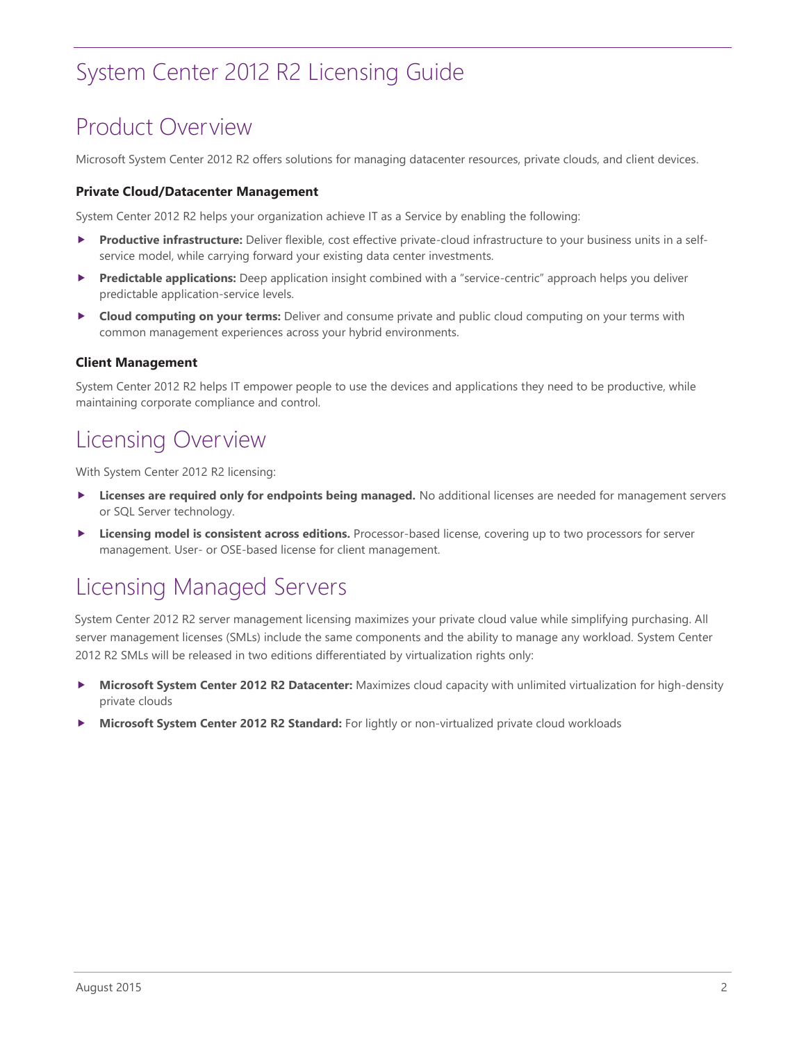# System Center 2012 R2 Licensing Guide

## Product Overview

Microsoft System Center 2012 R2 offers solutions for managing datacenter resources, private clouds, and client devices.

### Private Cloud/Datacenter Management

System Center 2012 R2 helps your organization achieve IT as a Service by enabling the following:

- **Productive infrastructure:** Deliver flexible, cost effective private-cloud infrastructure to your business units in a self-service model, while carrying forward your existing data center investments.
- **Predictable applications:** Deep application insight combined with a "service-centric" approach helps you deliver predictable application-service levels.
- **Cloud computing on your terms:** Deliver and consume private and public cloud computing on your terms with common management experiences across your hybrid environments.

### Client Management

System Center 2012 R2 helps IT empower people to use the devices and applications they need to be productive, while maintaining corporate compliance and control.

## Licensing Overview

With System Center 2012 R2 licensing:

- **Licenses are required only for endpoints being managed.** No additional licenses are needed for management servers or SQL Server technology.
- **Licensing model is consistent across editions.** Processor-based license, covering up to two processors for server management. User- or OSE-based license for client management.

## Licensing Managed Servers

System Center 2012 R2 server management licensing maximizes your private cloud value while simplifying purchasing. All server management licenses (SMLs) include the same components and the ability to manage any workload. System Center 2012 R2 SMLs will be released in two editions differentiated by virtualization rights only:

- **Microsoft System Center 2012 R2 Datacenter:** Maximizes cloud capacity with unlimited virtualization for high-density private clouds
- **Microsoft System Center 2012 R2 Standard:** For lightly or non-virtualized private cloud workloads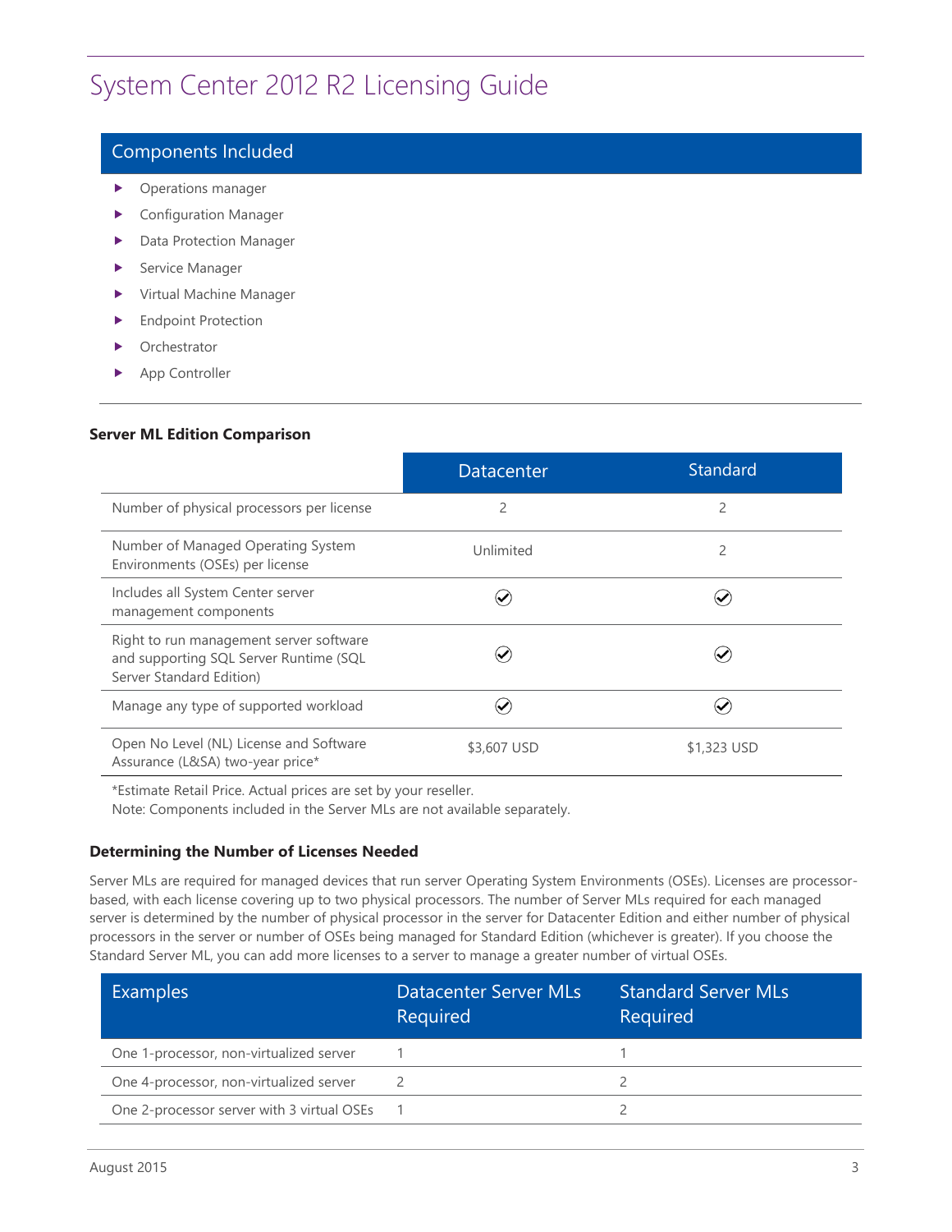# System Center 2012 R2 Licensing Guide

## Components Included

- Operations manager
- Configuration Manager
- Data Protection Manager
- Service Manager
- Virtual Machine Manager
- Endpoint Protection
- Orchestrator
- App Controller

### Server ML Edition Comparison

| | Datacenter | Standard |
|---|---|---|
| Number of physical processors per license | 2 | 2 |
| Number of Managed Operating System Environments (OSEs) per license | Unlimited | 2 |
| Includes all System Center server management components | ✔ | ✔ |
| Right to run management server software and supporting SQL Server Runtime (SQL Server Standard Edition) | ✔ | ✔ |
| Manage any type of supported workload | ✔ | ✔ |
| Open No Level (NL) License and Software Assurance (L&SA) two-year price* | $3,607 USD | $1,323 USD |

*Estimate Retail Price. Actual prices are set by your reseller.
Note: Components included in the Server MLs are not available separately.

### Determining the Number of Licenses Needed

Server MLs are required for managed devices that run server Operating System Environments (OSEs). Licenses are processor-based, with each license covering up to two physical processors. The number of Server MLs required for each managed server is determined by the number of physical processor in the server for Datacenter Edition and either number of physical processors in the server or number of OSEs being managed for Standard Edition (whichever is greater). If you choose the Standard Server ML, you can add more licenses to a server to manage a greater number of virtual OSEs.

| Examples | Datacenter Server MLs Required | Standard Server MLs Required |
|---|---|---|
| One 1-processor, non-virtualized server | 1 | 1 |
| One 4-processor, non-virtualized server | 2 | 2 |
| One 2-processor server with 3 virtual OSEs | 1 | 2 |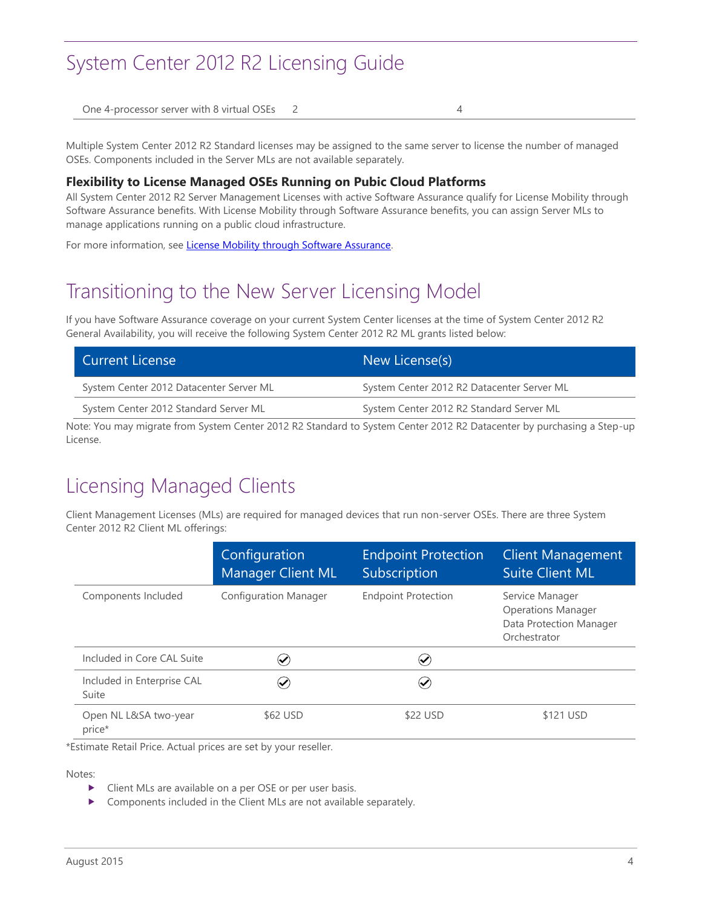| One 4-processor server with 8 virtual OSEs | 2 | 4 |
|---|---|---|

Multiple System Center 2012 R2 Standard licenses may be assigned to the same server to license the number of managed OSEs. Components included in the Server MLs are not available separately.

### Flexibility to License Managed OSEs Running on Pubic Cloud Platforms

All System Center 2012 R2 Server Management Licenses with active Software Assurance qualify for License Mobility through Software Assurance benefits. With License Mobility through Software Assurance benefits, you can assign Server MLs to manage applications running on a public cloud infrastructure.

For more information, see License Mobility through Software Assurance.

## Transitioning to the New Server Licensing Model

If you have Software Assurance coverage on your current System Center licenses at the time of System Center 2012 R2 General Availability, you will receive the following System Center 2012 R2 ML grants listed below:

| Current License | New License(s) |
|---|---|
| System Center 2012 Datacenter Server ML | System Center 2012 R2 Datacenter Server ML |
| System Center 2012 Standard Server ML | System Center 2012 R2 Standard Server ML |

Note: You may migrate from System Center 2012 R2 Standard to System Center 2012 R2 Datacenter by purchasing a Step-up License.

## Licensing Managed Clients

Client Management Licenses (MLs) are required for managed devices that run non-server OSEs. There are three System Center 2012 R2 Client ML offerings:

| | Configuration Manager Client ML | Endpoint Protection Subscription | Client Management Suite Client ML |
|---|---|---|---|
| Components Included | Configuration Manager | Endpoint Protection | Service Manager<br>Operations Manager<br>Data Protection Manager<br>Orchestrator |
| Included in Core CAL Suite | ✔ | ✔ | |
| Included in Enterprise CAL Suite | ✔ | ✔ | |
| Open NL L&SA two-year price* | $62 USD | $22 USD | $121 USD |

*Estimate Retail Price. Actual prices are set by your reseller.

Notes:

- Client MLs are available on a per OSE or per user basis.
- Components included in the Client MLs are not available separately.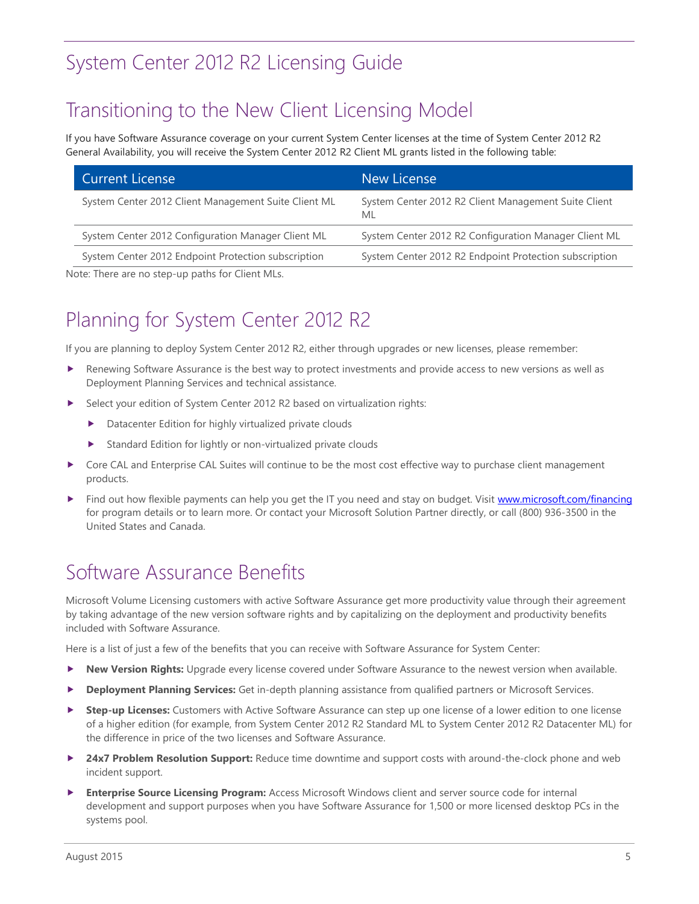# System Center 2012 R2 Licensing Guide

## Transitioning to the New Client Licensing Model

If you have Software Assurance coverage on your current System Center licenses at the time of System Center 2012 R2 General Availability, you will receive the System Center 2012 R2 Client ML grants listed in the following table:

| Current License | New License |
| --- | --- |
| System Center 2012 Client Management Suite Client ML | System Center 2012 R2 Client Management Suite Client ML |
| System Center 2012 Configuration Manager Client ML | System Center 2012 R2 Configuration Manager Client ML |
| System Center 2012 Endpoint Protection subscription | System Center 2012 R2 Endpoint Protection subscription |

Note: There are no step-up paths for Client MLs.

## Planning for System Center 2012 R2

If you are planning to deploy System Center 2012 R2, either through upgrades or new licenses, please remember:

- Renewing Software Assurance is the best way to protect investments and provide access to new versions as well as Deployment Planning Services and technical assistance.
- Select your edition of System Center 2012 R2 based on virtualization rights:
  - Datacenter Edition for highly virtualized private clouds
  - Standard Edition for lightly or non-virtualized private clouds
- Core CAL and Enterprise CAL Suites will continue to be the most cost effective way to purchase client management products.
- Find out how flexible payments can help you get the IT you need and stay on budget. Visit [www.microsoft.com/financing](www.microsoft.com/financing) for program details or to learn more. Or contact your Microsoft Solution Partner directly, or call (800) 936-3500 in the United States and Canada.

## Software Assurance Benefits

Microsoft Volume Licensing customers with active Software Assurance get more productivity value through their agreement by taking advantage of the new version software rights and by capitalizing on the deployment and productivity benefits included with Software Assurance.

Here is a list of just a few of the benefits that you can receive with Software Assurance for System Center:

- **New Version Rights:** Upgrade every license covered under Software Assurance to the newest version when available.
- **Deployment Planning Services:** Get in-depth planning assistance from qualified partners or Microsoft Services.
- **Step-up Licenses:** Customers with Active Software Assurance can step up one license of a lower edition to one license of a higher edition (for example, from System Center 2012 R2 Standard ML to System Center 2012 R2 Datacenter ML) for the difference in price of the two licenses and Software Assurance.
- **24x7 Problem Resolution Support:** Reduce time downtime and support costs with around-the-clock phone and web incident support.
- **Enterprise Source Licensing Program:** Access Microsoft Windows client and server source code for internal development and support purposes when you have Software Assurance for 1,500 or more licensed desktop PCs in the systems pool.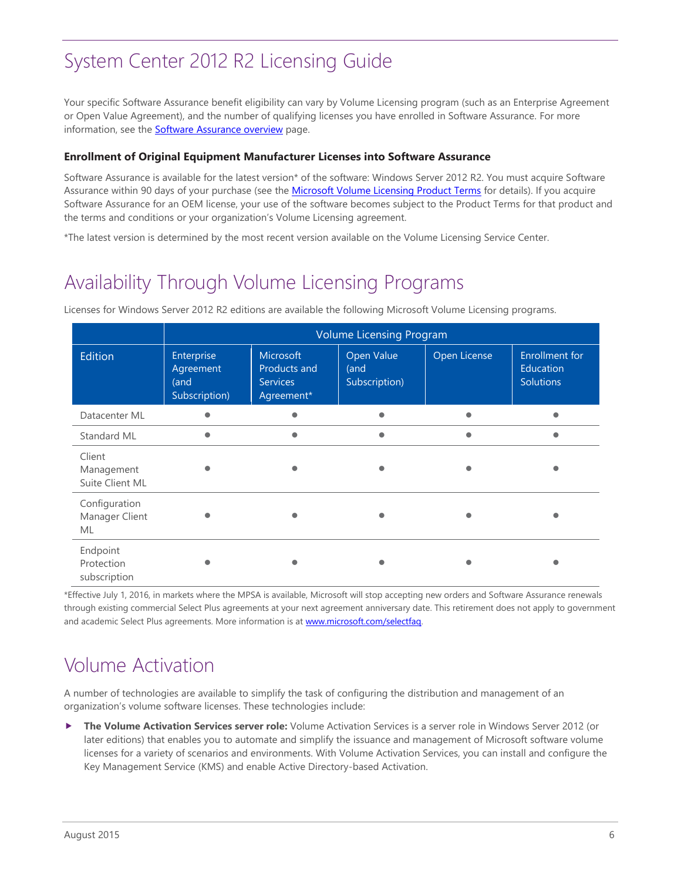# System Center 2012 R2 Licensing Guide

Your specific Software Assurance benefit eligibility can vary by Volume Licensing program (such as an Enterprise Agreement or Open Value Agreement), and the number of qualifying licenses you have enrolled in Software Assurance. For more information, see the [Software Assurance overview](#) page.

### Enrollment of Original Equipment Manufacturer Licenses into Software Assurance

Software Assurance is available for the latest version* of the software: Windows Server 2012 R2. You must acquire Software Assurance within 90 days of your purchase (see the [Microsoft Volume Licensing Product Terms](#) for details). If you acquire Software Assurance for an OEM license, your use of the software becomes subject to the Product Terms for that product and the terms and conditions or your organization's Volume Licensing agreement.

*The latest version is determined by the most recent version available on the Volume Licensing Service Center.

## Availability Through Volume Licensing Programs

Licenses for Windows Server 2012 R2 editions are available the following Microsoft Volume Licensing programs.

| | Volume Licensing Program | | | | |
|---|---|---|---|---|---|
| Edition | Enterprise Agreement (and Subscription) | Microsoft Products and Services Agreement* | Open Value (and Subscription) | Open License | Enrollment for Education Solutions |
| Datacenter ML | ● | ● | ● | ● | ● |
| Standard ML | ● | ● | ● | ● | ● |
| Client Management Suite Client ML | ● | ● | ● | ● | ● |
| Configuration Manager Client ML | ● | ● | ● | ● | ● |
| Endpoint Protection subscription | ● | ● | ● | ● | ● |

*Effective July 1, 2016, in markets where the MPSA is available, Microsoft will stop accepting new orders and Software Assurance renewals through existing commercial Select Plus agreements at your next agreement anniversary date. This retirement does not apply to government and academic Select Plus agreements. More information is at [www.microsoft.com/selectfaq](#).

## Volume Activation

A number of technologies are available to simplify the task of configuring the distribution and management of an organization's volume software licenses. These technologies include:

- **The Volume Activation Services server role:** Volume Activation Services is a server role in Windows Server 2012 (or later editions) that enables you to automate and simplify the issuance and management of Microsoft software volume licenses for a variety of scenarios and environments. With Volume Activation Services, you can install and configure the Key Management Service (KMS) and enable Active Directory-based Activation.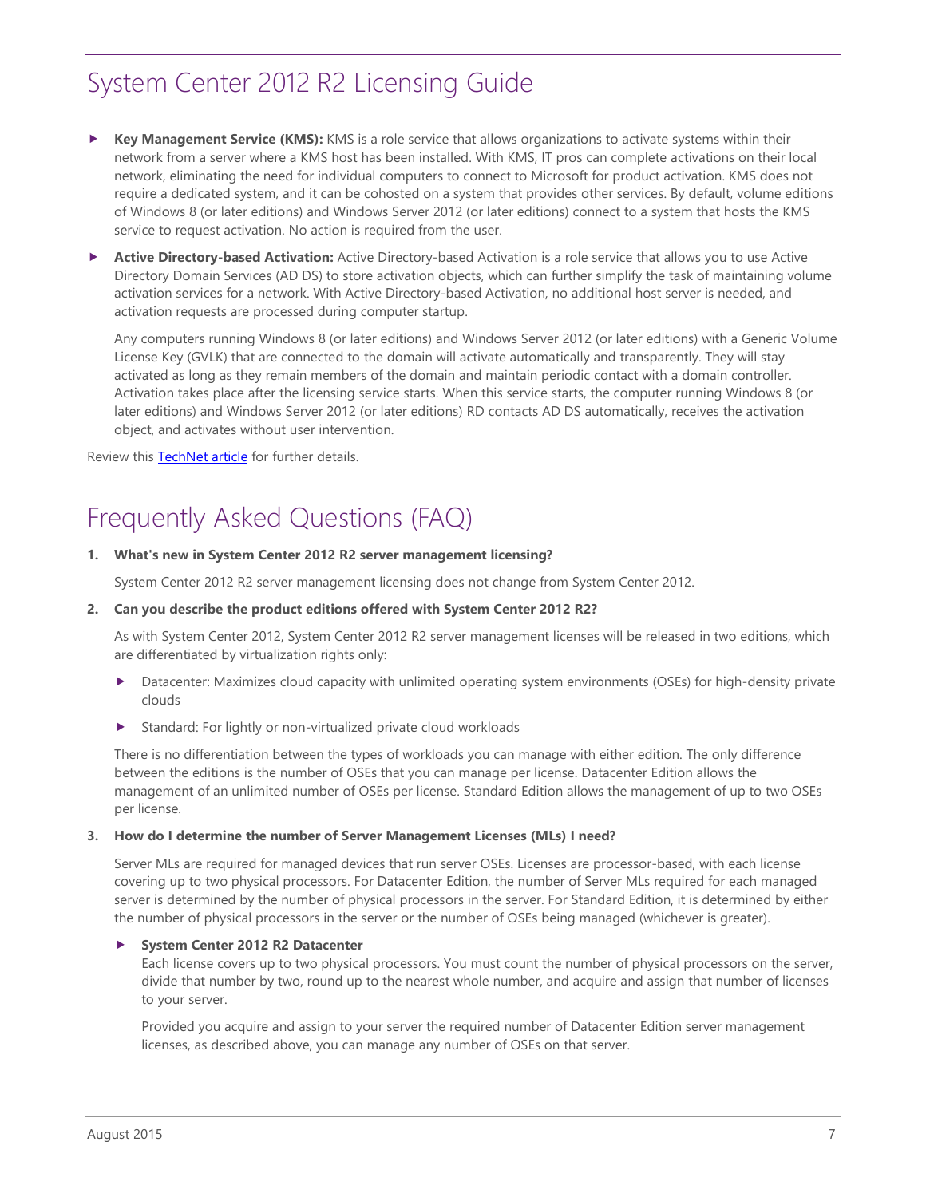- **Key Management Service (KMS):** KMS is a role service that allows organizations to activate systems within their network from a server where a KMS host has been installed. With KMS, IT pros can complete activations on their local network, eliminating the need for individual computers to connect to Microsoft for product activation. KMS does not require a dedicated system, and it can be cohosted on a system that provides other services. By default, volume editions of Windows 8 (or later editions) and Windows Server 2012 (or later editions) connect to a system that hosts the KMS service to request activation. No action is required from the user.
- **Active Directory-based Activation:** Active Directory-based Activation is a role service that allows you to use Active Directory Domain Services (AD DS) to store activation objects, which can further simplify the task of maintaining volume activation services for a network. With Active Directory-based Activation, no additional host server is needed, and activation requests are processed during computer startup.

  Any computers running Windows 8 (or later editions) and Windows Server 2012 (or later editions) with a Generic Volume License Key (GVLK) that are connected to the domain will activate automatically and transparently. They will stay activated as long as they remain members of the domain and maintain periodic contact with a domain controller. Activation takes place after the licensing service starts. When this service starts, the computer running Windows 8 (or later editions) and Windows Server 2012 (or later editions) RD contacts AD DS automatically, receives the activation object, and activates without user intervention.

Review this TechNet article for further details.

# Frequently Asked Questions (FAQ)

**1. What's new in System Center 2012 R2 server management licensing?**

System Center 2012 R2 server management licensing does not change from System Center 2012.

**2. Can you describe the product editions offered with System Center 2012 R2?**

As with System Center 2012, System Center 2012 R2 server management licenses will be released in two editions, which are differentiated by virtualization rights only:

- Datacenter: Maximizes cloud capacity with unlimited operating system environments (OSEs) for high-density private clouds
- Standard: For lightly or non-virtualized private cloud workloads

There is no differentiation between the types of workloads you can manage with either edition. The only difference between the editions is the number of OSEs that you can manage per license. Datacenter Edition allows the management of an unlimited number of OSEs per license. Standard Edition allows the management of up to two OSEs per license.

**3. How do I determine the number of Server Management Licenses (MLs) I need?**

Server MLs are required for managed devices that run server OSEs. Licenses are processor-based, with each license covering up to two physical processors. For Datacenter Edition, the number of Server MLs required for each managed server is determined by the number of physical processors in the server. For Standard Edition, it is determined by either the number of physical processors in the server or the number of OSEs being managed (whichever is greater).

- **System Center 2012 R2 Datacenter**
  Each license covers up to two physical processors. You must count the number of physical processors on the server, divide that number by two, round up to the nearest whole number, and acquire and assign that number of licenses to your server.

  Provided you acquire and assign to your server the required number of Datacenter Edition server management licenses, as described above, you can manage any number of OSEs on that server.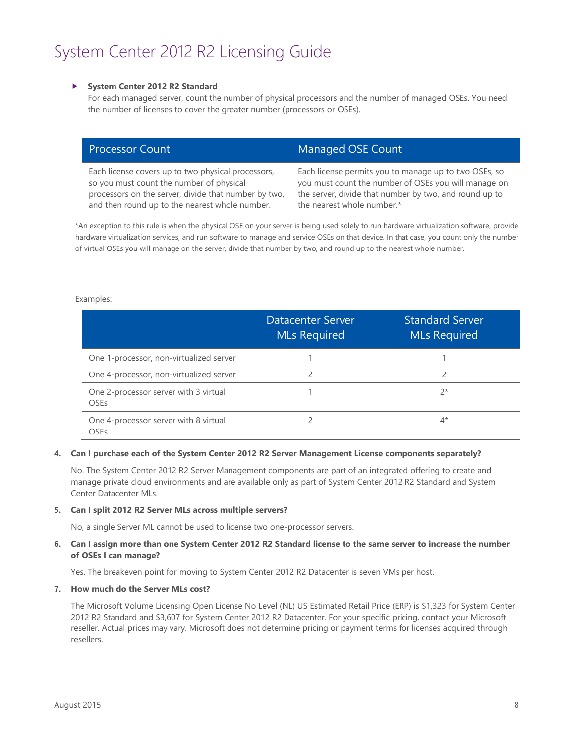- **System Center 2012 R2 Standard**
  For each managed server, count the number of physical processors and the number of managed OSEs. You need the number of licenses to cover the greater number (processors or OSEs).

| Processor Count | Managed OSE Count |
| --- | --- |
| Each license covers up to two physical processors, so you must count the number of physical processors on the server, divide that number by two, and then round up to the nearest whole number. | Each license permits you to manage up to two OSEs, so you must count the number of OSEs you will manage on the server, divide that number by two, and round up to the nearest whole number.* |

*An exception to this rule is when the physical OSE on your server is being used solely to run hardware virtualization software, provide hardware virtualization services, and run software to manage and service OSEs on that device. In that case, you count only the number of virtual OSEs you will manage on the server, divide that number by two, and round up to the nearest whole number.

Examples:

| | Datacenter Server MLs Required | Standard Server MLs Required |
| --- | --- | --- |
| One 1-processor, non-virtualized server | 1 | 1 |
| One 4-processor, non-virtualized server | 2 | 2 |
| One 2-processor server with 3 virtual OSEs | 1 | 2* |
| One 4-processor server with 8 virtual OSEs | 2 | 4* |

4. **Can I purchase each of the System Center 2012 R2 Server Management License components separately?**

   No. The System Center 2012 R2 Server Management components are part of an integrated offering to create and manage private cloud environments and are available only as part of System Center 2012 R2 Standard and System Center Datacenter MLs.

5. **Can I split 2012 R2 Server MLs across multiple servers?**

   No, a single Server ML cannot be used to license two one-processor servers.

6. **Can I assign more than one System Center 2012 R2 Standard license to the same server to increase the number of OSEs I can manage?**

   Yes. The breakeven point for moving to System Center 2012 R2 Datacenter is seven VMs per host.

7. **How much do the Server MLs cost?**

   The Microsoft Volume Licensing Open License No Level (NL) US Estimated Retail Price (ERP) is $1,323 for System Center 2012 R2 Standard and $3,607 for System Center 2012 R2 Datacenter. For your specific pricing, contact your Microsoft reseller. Actual prices may vary. Microsoft does not determine pricing or payment terms for licenses acquired through resellers.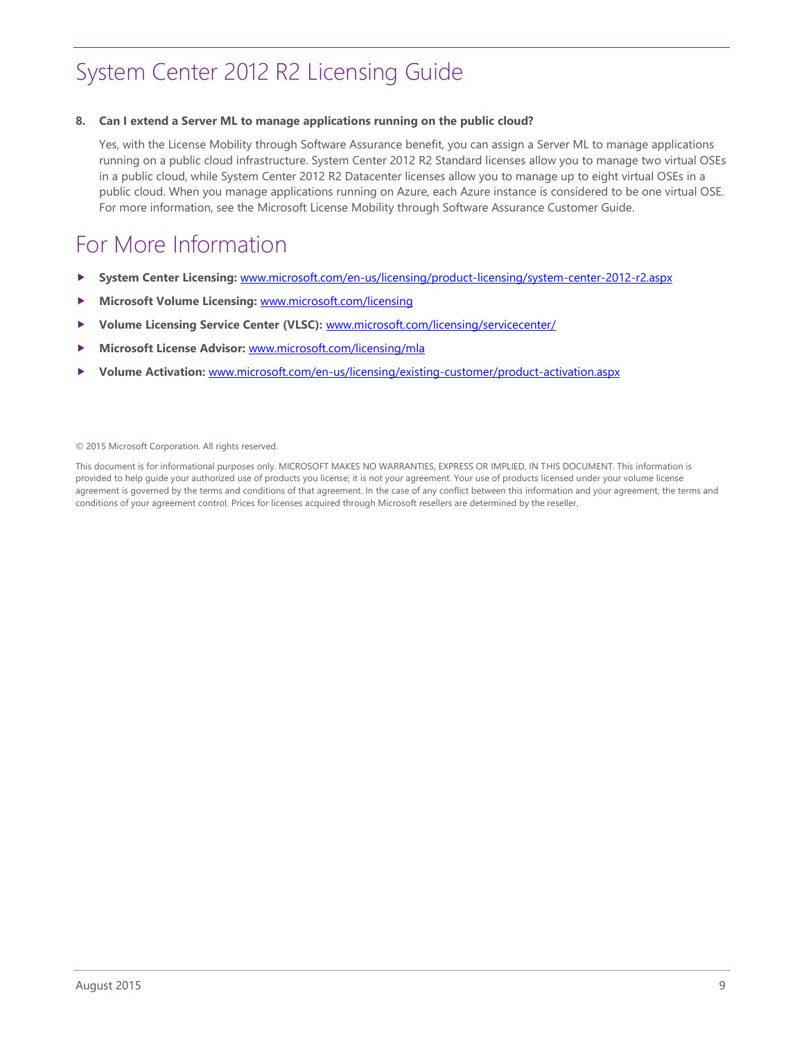**8. Can I extend a Server ML to manage applications running on the public cloud?**

Yes, with the License Mobility through Software Assurance benefit, you can assign a Server ML to manage applications running on a public cloud infrastructure. System Center 2012 R2 Standard licenses allow you to manage two virtual OSEs in a public cloud, while System Center 2012 R2 Datacenter licenses allow you to manage up to eight virtual OSEs in a public cloud. When you manage applications running on Azure, each Azure instance is considered to be one virtual OSE. For more information, see the Microsoft License Mobility through Software Assurance Customer Guide.

# For More Information

- **System Center Licensing:** www.microsoft.com/en-us/licensing/product-licensing/system-center-2012-r2.aspx
- **Microsoft Volume Licensing:** www.microsoft.com/licensing
- **Volume Licensing Service Center (VLSC):** www.microsoft.com/licensing/servicecenter/
- **Microsoft License Advisor:** www.microsoft.com/licensing/mla
- **Volume Activation:** www.microsoft.com/en-us/licensing/existing-customer/product-activation.aspx

© 2015 Microsoft Corporation. All rights reserved.

This document is for informational purposes only. MICROSOFT MAKES NO WARRANTIES, EXPRESS OR IMPLIED, IN THIS DOCUMENT. This information is provided to help guide your authorized use of products you license; it is not your agreement. Your use of products licensed under your volume license agreement is governed by the terms and conditions of that agreement. In the case of any conflict between this information and your agreement, the terms and conditions of your agreement control. Prices for licenses acquired through Microsoft resellers are determined by the reseller.